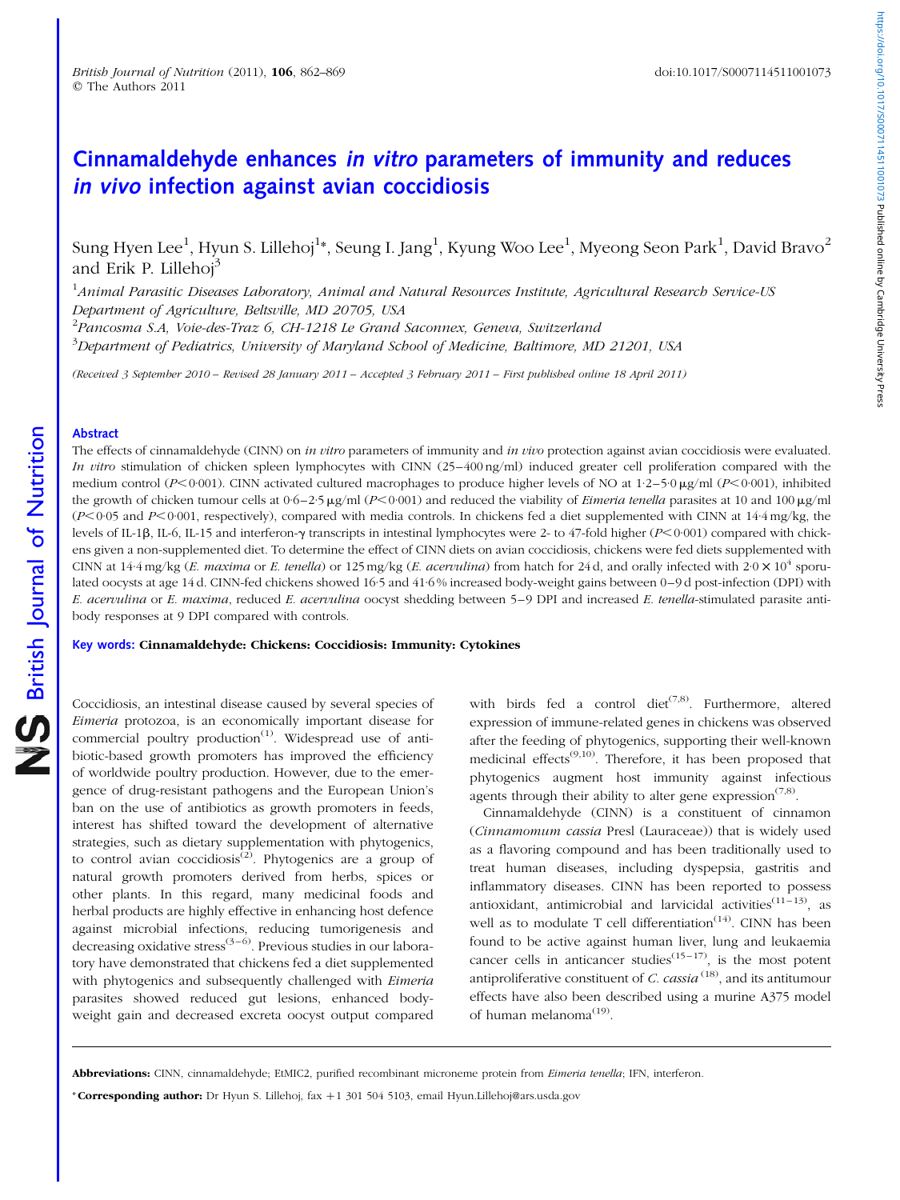# Cinnamaldehyde enhances *in vitro* parameters of immunity and reduces *in vivo* infection against avian coccidiosis

Sung Hyen Lee[1], Hyun S. Lillehoj[1]*, Seung I. Jang[1], Kyung Woo Lee[1], Myeong Seon Park[1], David Bravo[2] and Erik P. Lillehoj[3]

[1]*Animal Parasitic Diseases Laboratory, Animal and Natural Resources Institute, Agricultural Research Service-US Department of Agriculture, Beltsville, MD 20705, USA*

[2]*Pancosma S.A, Voie-des-Traz 6, CH-1218 Le Grand Saconnex, Geneva, Switzerland*

[3]*Department of Pediatrics, University of Maryland School of Medicine, Baltimore, MD 21201, USA*

*(Received 3 September 2010 – Revised 28 January 2011 – Accepted 3 February 2011 – First published online 18 April 2011)*

## Abstract

The effects of cinnamaldehyde (CINN) on *in vitro* parameters of immunity and *in vivo* protection against avian coccidiosis were evaluated. *In vitro* stimulation of chicken spleen lymphocytes with CINN (25–400 ng/ml) induced greater cell proliferation compared with the medium control ($P<0·001$). CINN activated cultured macrophages to produce higher levels of NO at 1·2–5·0 μg/ml ($P<0·001$), inhibited the growth of chicken tumour cells at 0·6–2·5 μg/ml ($P<0·001$) and reduced the viability of *Eimeria tenella* parasites at 10 and 100 μg/ml ($P<0·05$ and $P<0·001$, respectively), compared with media controls. In chickens fed a diet supplemented with CINN at 14·4 mg/kg, the levels of IL-1β, IL-6, IL-15 and interferon-γ transcripts in intestinal lymphocytes were 2- to 47-fold higher ($P<0·001$) compared with chickens given a non-supplemented diet. To determine the effect of CINN diets on avian coccidiosis, chickens were fed diets supplemented with CINN at 14·4 mg/kg (*E. maxima* or *E. tenella*) or 125 mg/kg (*E. acervulina*) from hatch for 24 d, and orally infected with $2·0 \times 10^4$ sporulated oocysts at age 14 d. CINN-fed chickens showed 16·5 and 41·6 % increased body-weight gains between 0–9 d post-infection (DPI) with *E. acervulina* or *E. maxima*, reduced *E. acervulina* oocyst shedding between 5–9 DPI and increased *E. tenella*-stimulated parasite antibody responses at 9 DPI compared with controls.

**Key words: Cinnamaldehyde: Chickens: Coccidiosis: Immunity: Cytokines**

Coccidiosis, an intestinal disease caused by several species of *Eimeria* protozoa, is an economically important disease for commercial poultry production[1]. Widespread use of antibiotic-based growth promoters has improved the efficiency of worldwide poultry production. However, due to the emergence of drug-resistant pathogens and the European Union's ban on the use of antibiotics as growth promoters in feeds, interest has shifted toward the development of alternative strategies, such as dietary supplementation with phytogenics, to control avian coccidiosis[2]. Phytogenics are a group of natural growth promoters derived from herbs, spices or other plants. In this regard, many medicinal foods and herbal products are highly effective in enhancing host defence against microbial infections, reducing tumorigenesis and decreasing oxidative stress[3–6]. Previous studies in our laboratory have demonstrated that chickens fed a diet supplemented with phytogenics and subsequently challenged with *Eimeria* parasites showed reduced gut lesions, enhanced body-weight gain and decreased excreta oocyst output compared with birds fed a control diet[7,8]. Furthermore, altered expression of immune-related genes in chickens was observed after the feeding of phytogenics, supporting their well-known medicinal effects[9,10]. Therefore, it has been proposed that phytogenics augment host immunity against infectious agents through their ability to alter gene expression[7,8].

Cinnamaldehyde (CINN) is a constituent of cinnamon (*Cinnamomum cassia* Presl (Lauraceae)) that is widely used as a flavoring compound and has been traditionally used to treat human diseases, including dyspepsia, gastritis and inflammatory diseases. CINN has been reported to possess antioxidant, antimicrobial and larvicidal activities[11–13], as well as to modulate T cell differentiation[14]. CINN has been found to be active against human liver, lung and leukaemia cancer cells in anticancer studies[15–17], is the most potent antiproliferative constituent of *C. cassia*[18], and its antitumour effects have also been described using a murine A375 model of human melanoma[19].

**Abbreviations:** CINN, cinnamaldehyde; EtMIC2, purified recombinant microneme protein from *Eimeria tenella*; IFN, interferon.

***Corresponding author:** Dr Hyun S. Lillehoj, fax +1 301 504 5103, email Hyun.Lillehoj@ars.usda.gov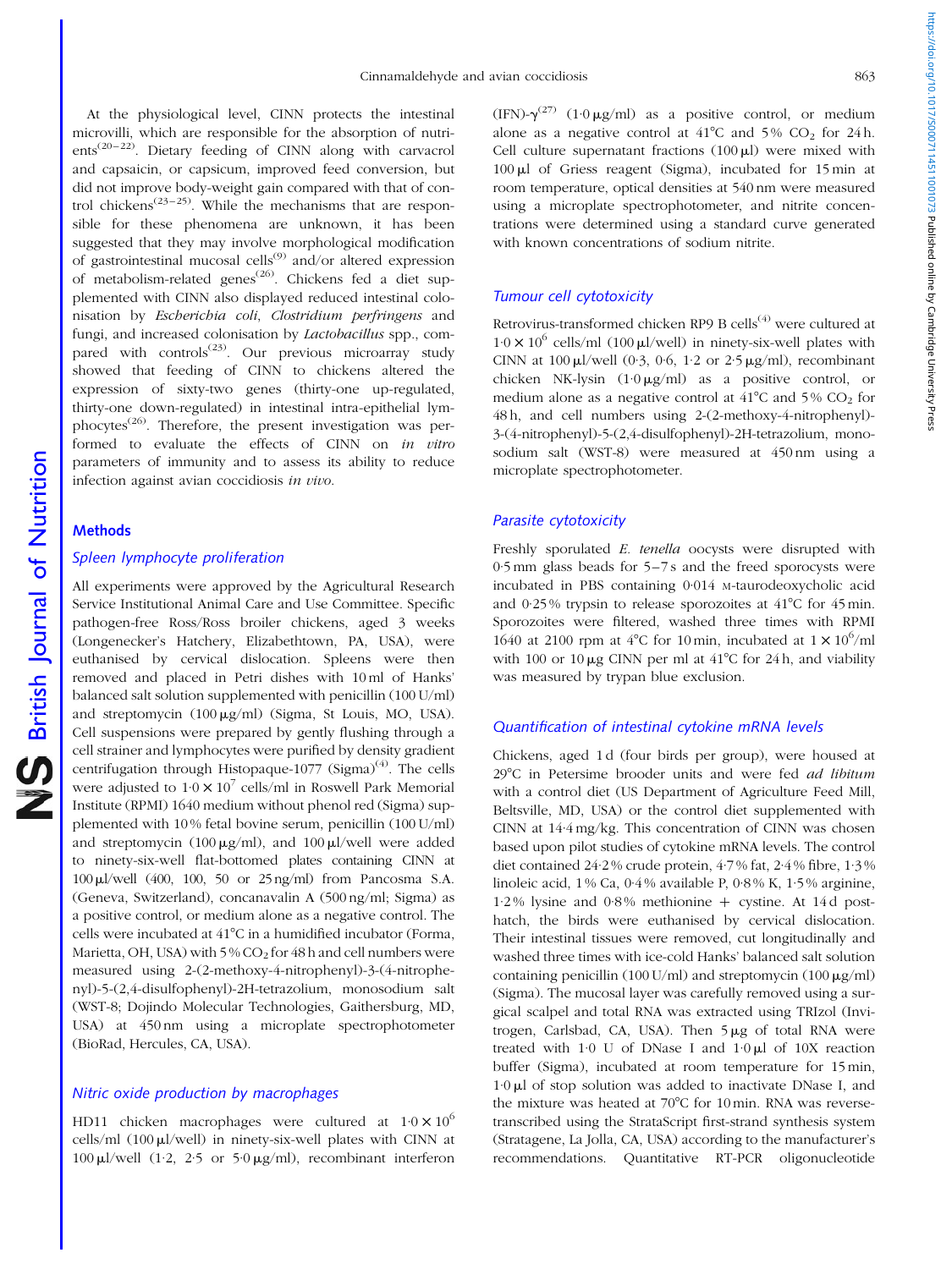At the physiological level, CINN protects the intestinal microvilli, which are responsible for the absorption of nutrients[20–22]. Dietary feeding of CINN along with carvacrol and capsaicin, or capsicum, improved feed conversion, but did not improve body-weight gain compared with that of control chickens[23–25]. While the mechanisms that are responsible for these phenomena are unknown, it has been suggested that they may involve morphological modification of gastrointestinal mucosal cells[9] and/or altered expression of metabolism-related genes[26]. Chickens fed a diet supplemented with CINN also displayed reduced intestinal colonisation by *Escherichia coli*, *Clostridium perfringens* and fungi, and increased colonisation by *Lactobacillus* spp., compared with controls[23]. Our previous microarray study showed that feeding of CINN to chickens altered the expression of sixty-two genes (thirty-one up-regulated, thirty-one down-regulated) in intestinal intra-epithelial lymphocytes[26]. Therefore, the present investigation was performed to evaluate the effects of CINN on *in vitro* parameters of immunity and to assess its ability to reduce infection against avian coccidiosis *in vivo*.

## Methods

### Spleen lymphocyte proliferation

All experiments were approved by the Agricultural Research Service Institutional Animal Care and Use Committee. Specific pathogen-free Ross/Ross broiler chickens, aged 3 weeks (Longenecker's Hatchery, Elizabethtown, PA, USA), were euthanised by cervical dislocation. Spleens were then removed and placed in Petri dishes with 10 ml of Hanks' balanced salt solution supplemented with penicillin (100 U/ml) and streptomycin (100 μg/ml) (Sigma, St Louis, MO, USA). Cell suspensions were prepared by gently flushing through a cell strainer and lymphocytes were purified by density gradient centrifugation through Histopaque-1077 (Sigma)[4]. The cells were adjusted to $1{\cdot}0 \times 10^7$ cells/ml in Roswell Park Memorial Institute (RPMI) 1640 medium without phenol red (Sigma) supplemented with 10 % fetal bovine serum, penicillin (100 U/ml) and streptomycin (100 μg/ml), and 100 μl/well were added to ninety-six-well flat-bottomed plates containing CINN at 100 μl/well (400, 100, 50 or 25 ng/ml) from Pancosma S.A. (Geneva, Switzerland), concanavalin A (500 ng/ml; Sigma) as a positive control, or medium alone as a negative control. The cells were incubated at 41°C in a humidified incubator (Forma, Marietta, OH, USA) with 5 % $CO_2$ for 48 h and cell numbers were measured using 2-(2-methoxy-4-nitrophenyl)-3-(4-nitrophenyl)-5-(2,4-disulfophenyl)-2H-tetrazolium, monosodium salt (WST-8; Dojindo Molecular Technologies, Gaithersburg, MD, USA) at 450 nm using a microplate spectrophotometer (BioRad, Hercules, CA, USA).

### Nitric oxide production by macrophages

HD11 chicken macrophages were cultured at $1{\cdot}0 \times 10^6$ cells/ml (100 μl/well) in ninety-six-well plates with CINN at 100 μl/well (1·2, 2·5 or 5·0 μg/ml), recombinant interferon (IFN)-γ[27] (1·0 μg/ml) as a positive control, or medium alone as a negative control at 41°C and 5 % $CO_2$ for 24 h. Cell culture supernatant fractions (100 μl) were mixed with 100 μl of Griess reagent (Sigma), incubated for 15 min at room temperature, optical densities at 540 nm were measured using a microplate spectrophotometer, and nitrite concentrations were determined using a standard curve generated with known concentrations of sodium nitrite.

### Tumour cell cytotoxicity

Retrovirus-transformed chicken RP9 B cells[4] were cultured at $1{\cdot}0 \times 10^6$ cells/ml (100 μl/well) in ninety-six-well plates with CINN at 100 μl/well (0·3, 0·6, 1·2 or 2·5 μg/ml), recombinant chicken NK-lysin (1·0 μg/ml) as a positive control, or medium alone as a negative control at 41°C and 5 % $CO_2$ for 48 h, and cell numbers using 2-(2-methoxy-4-nitrophenyl)-3-(4-nitrophenyl)-5-(2,4-disulfophenyl)-2H-tetrazolium, monosodium salt (WST-8) were measured at 450 nm using a microplate spectrophotometer.

### Parasite cytotoxicity

Freshly sporulated *E. tenella* oocysts were disrupted with 0·5 mm glass beads for 5–7 s and the freed sporocysts were incubated in PBS containing 0·014 M-taurodeoxycholic acid and 0·25 % trypsin to release sporozoites at 41°C for 45 min. Sporozoites were filtered, washed three times with RPMI 1640 at 2100 rpm at 4°C for 10 min, incubated at $1 \times 10^6$/ml with 100 or 10 μg CINN per ml at 41°C for 24 h, and viability was measured by trypan blue exclusion.

### Quantification of intestinal cytokine mRNA levels

Chickens, aged 1 d (four birds per group), were housed at 29°C in Petersime brooder units and were fed *ad libitum* with a control diet (US Department of Agriculture Feed Mill, Beltsville, MD, USA) or the control diet supplemented with CINN at 14·4 mg/kg. This concentration of CINN was chosen based upon pilot studies of cytokine mRNA levels. The control diet contained 24·2 % crude protein, 4·7 % fat, 2·4 % fibre, 1·3 % linoleic acid, 1 % Ca, 0·4 % available P, 0·8 % K, 1·5 % arginine, 1·2 % lysine and 0·8 % methionine + cystine. At 14 d post-hatch, the birds were euthanised by cervical dislocation. Their intestinal tissues were removed, cut longitudinally and washed three times with ice-cold Hanks' balanced salt solution containing penicillin (100 U/ml) and streptomycin (100 μg/ml) (Sigma). The mucosal layer was carefully removed using a surgical scalpel and total RNA was extracted using TRIzol (Invitrogen, Carlsbad, CA, USA). Then 5 μg of total RNA were treated with 1·0 U of DNase I and 1·0 μl of 10X reaction buffer (Sigma), incubated at room temperature for 15 min, 1·0 μl of stop solution was added to inactivate DNase I, and the mixture was heated at 70°C for 10 min. RNA was reverse-transcribed using the StrataScript first-strand synthesis system (Stratagene, La Jolla, CA, USA) according to the manufacturer's recommendations. Quantitative RT-PCR oligonucleotide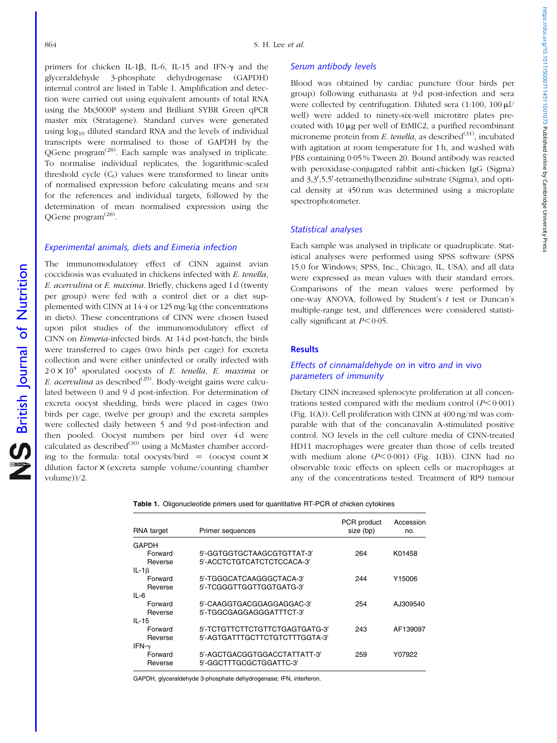primers for chicken IL-1β, IL-6, IL-15 and IFN-γ and the glyceraldehyde 3-phosphate dehydrogenase (GAPDH) internal control are listed in Table 1. Amplification and detection were carried out using equivalent amounts of total RNA using the Mx3000P system and Brilliant SYBR Green qPCR master mix (Stratagene). Standard curves were generated using $\log_{10}$ diluted standard RNA and the levels of individual transcripts were normalised to those of GAPDH by the QGene program[28]. Each sample was analysed in triplicate. To normalise individual replicates, the logarithmic-scaled threshold cycle ($C_t$) values were transformed to linear units of normalised expression before calculating means and SEM for the references and individual targets, followed by the determination of mean normalised expression using the QGene program[28].

### Experimental animals, diets and Eimeria infection

The immunomodulatory effect of CINN against avian coccidiosis was evaluated in chickens infected with *E. tenella*, *E. acervulina* or *E. maxima*. Briefly, chickens aged 1 d (twenty per group) were fed with a control diet or a diet supplemented with CINN at 14·4 or 125 mg/kg (the concentrations in diets). These concentrations of CINN were chosen based upon pilot studies of the immunomodulatory effect of CINN on *Eimeria*-infected birds. At 14 d post-hatch, the birds were transferred to cages (two birds per cage) for excreta collection and were either uninfected or orally infected with $2{\cdot}0 \times 10^4$ sporulated oocysts of *E. tenella*, *E. maxima* or *E. acervulina* as described[29]. Body-weight gains were calculated between 0 and 9 d post-infection. For determination of excreta oocyst shedding, birds were placed in cages (two birds per cage, twelve per group) and the excreta samples were collected daily between 5 and 9 d post-infection and then pooled. Oocyst numbers per bird over 4 d were calculated as described[30] using a McMaster chamber according to the formula: total oocysts/bird = (oocyst count × dilution factor × (excreta sample volume/counting chamber volume))/2.

### Serum antibody levels

Blood was obtained by cardiac puncture (four birds per group) following euthanasia at 9 d post-infection and sera were collected by centrifugation. Diluted sera (1:100, 100 μl/well) were added to ninety-six-well microtitre plates precoated with 10 μg per well of EtMIC2, a purified recombinant microneme protein from *E. tenella*, as described[31], incubated with agitation at room temperature for 1 h, and washed with PBS containing 0·05 % Tween 20. Bound antibody was reacted with peroxidase-conjugated rabbit anti-chicken IgG (Sigma) and 3,3′,5,5′-tetramethylbenzidine substrate (Sigma), and optical density at 450 nm was determined using a microplate spectrophotometer.

### Statistical analyses

Each sample was analysed in triplicate or quadruplicate. Statistical analyses were performed using SPSS software (SPSS 15.0 for Windows; SPSS, Inc., Chicago, IL, USA), and all data were expressed as mean values with their standard errors. Comparisons of the mean values were performed by one-way ANOVA, followed by Student's *t* test or Duncan's multiple-range test, and differences were considered statistically significant at $P < 0{\cdot}05$.

## Results

### Effects of cinnamaldehyde on *in vitro* and *in vivo* parameters of immunity

Dietary CINN increased splenocyte proliferation at all concentrations tested compared with the medium control ($P < 0{\cdot}001$) (Fig. 1(A)). Cell proliferation with CINN at 400 ng/ml was comparable with that of the concanavalin A-stimulated positive control. NO levels in the cell culture media of CINN-treated HD11 macrophages were greater than those of cells treated with medium alone ($P < 0{\cdot}001$) (Fig. 1(B)). CINN had no observable toxic effects on spleen cells or macrophages at any of the concentrations tested. Treatment of RP9 tumour

**Table 1.** Oligonucleotide primers used for quantitative RT-PCR of chicken cytokines

| RNA target | Primer sequences | PCR product size (bp) | Accession no. |
|---|---|---|---|
| GAPDH | | | |
| Forward | 5′-GGTGGTGCTAAGCGTGTTAT-3′ | 264 | K01458 |
| Reverse | 5′-ACCTCTGTCATCTCTCCACA-3′ | | |
| IL-1β | | | |
| Forward | 5′-TGGGCATCAAGGGCTACA-3′ | 244 | Y15006 |
| Reverse | 5′-TCGGGTTGGTTGGTGATG-3′ | | |
| IL-6 | | | |
| Forward | 5′-CAAGGTGACGGAGGAGGAC-3′ | 254 | AJ309540 |
| Reverse | 5′-TGGCGAGGAGGGATTTCT-3′ | | |
| IL-15 | | | |
| Forward | 5′-TCTGTTCTTCTGTTCTGAGTGATG-3′ | 243 | AF139097 |
| Reverse | 5′-AGTGATTTGCTTCTGTCTTTGGTA-3′ | | |
| IFN-γ | | | |
| Forward | 5′-AGCTGACGGTGGACCTATTATT-3′ | 259 | Y07922 |
| Reverse | 5′-GGCTTTGCGCTGGATTC-3′ | | |

GAPDH, glyceraldehyde 3-phosphate dehydrogenase; IFN, interferon.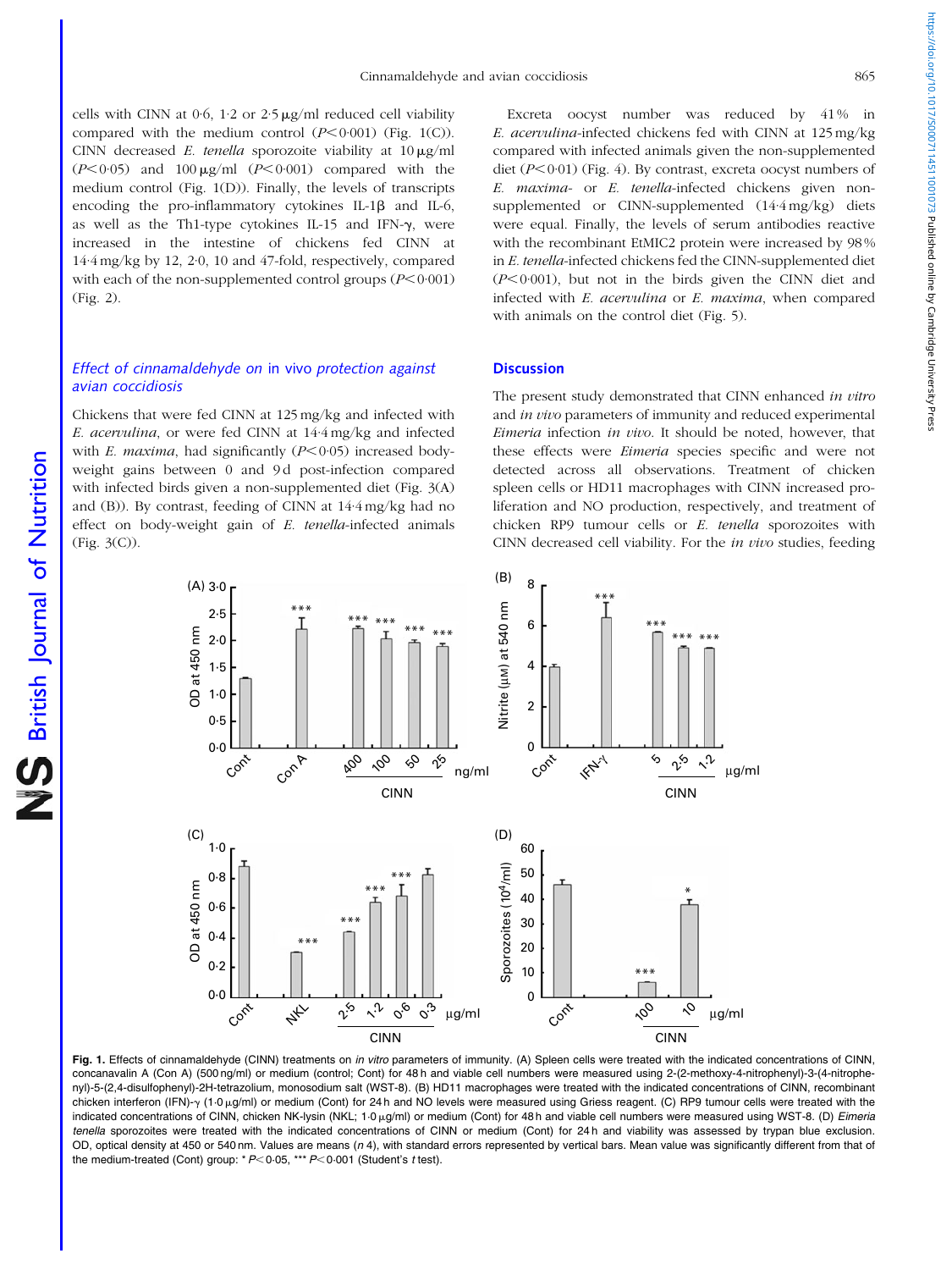cells with CINN at 0·6, 1·2 or 2·5 μg/ml reduced cell viability compared with the medium control ($P<0·001$) (Fig. 1(C)). CINN decreased *E. tenella* sporozoite viability at 10 μg/ml ($P<0·05$) and 100 μg/ml ($P<0·001$) compared with the medium control (Fig. 1(D)). Finally, the levels of transcripts encoding the pro-inflammatory cytokines IL-1β and IL-6, as well as the Th1-type cytokines IL-15 and IFN-γ, were increased in the intestine of chickens fed CINN at 14·4 mg/kg by 12, 2·0, 10 and 47-fold, respectively, compared with each of the non-supplemented control groups ($P<0·001$) (Fig. 2).

### *Effect of cinnamaldehyde on* in vivo *protection against avian coccidiosis*

Chickens that were fed CINN at 125 mg/kg and infected with *E. acervulina*, or were fed CINN at 14·4 mg/kg and infected with *E. maxima*, had significantly ($P<0·05$) increased body-weight gains between 0 and 9 d post-infection compared with infected birds given a non-supplemented diet (Fig. 3(A) and (B)). By contrast, feeding of CINN at 14·4 mg/kg had no effect on body-weight gain of *E. tenella*-infected animals (Fig. 3(C)).

Excreta oocyst number was reduced by 41 % in *E. acervulina*-infected chickens fed with CINN at 125 mg/kg compared with infected animals given the non-supplemented diet ($P<0·01$) (Fig. 4). By contrast, excreta oocyst numbers of *E. maxima*- or *E. tenella*-infected chickens given non-supplemented or CINN-supplemented (14·4 mg/kg) diets were equal. Finally, the levels of serum antibodies reactive with the recombinant EtMIC2 protein were increased by 98 % in *E. tenella*-infected chickens fed the CINN-supplemented diet ($P<0·001$), but not in the birds given the CINN diet and infected with *E. acervulina* or *E. maxima*, when compared with animals on the control diet (Fig. 5).

## Discussion

The present study demonstrated that CINN enhanced *in vitro* and *in vivo* parameters of immunity and reduced experimental *Eimeria* infection *in vivo*. It should be noted, however, that these effects were *Eimeria* species specific and were not detected across all observations. Treatment of chicken spleen cells or HD11 macrophages with CINN increased proliferation and NO production, respectively, and treatment of chicken RP9 tumour cells or *E. tenella* sporozoites with CINN decreased cell viability. For the *in vivo* studies, feeding

**Fig. 1.** Effects of cinnamaldehyde (CINN) treatments on *in vitro* parameters of immunity. (A) Spleen cells were treated with the indicated concentrations of CINN, concanavalin A (Con A) (500 ng/ml) or medium (control; Cont) for 48 h and viable cell numbers were measured using 2-(2-methoxy-4-nitrophenyl)-3-(4-nitrophenyl)-5-(2,4-disulfophenyl)-2H-tetrazolium, monosodium salt (WST-8). (B) HD11 macrophages were treated with the indicated concentrations of CINN, recombinant chicken interferon (IFN)-γ (1·0 μg/ml) or medium (Cont) for 24 h and NO levels were measured using Griess reagent. (C) RP9 tumour cells were treated with the indicated concentrations of CINN, chicken NK-lysin (NKL; 1·0 μg/ml) or medium (Cont) for 48 h and viable cell numbers were measured using WST-8. (D) *Eimeria tenella* sporozoites were treated with the indicated concentrations of CINN or medium (Cont) for 24 h and viability was assessed by trypan blue exclusion. OD, optical density at 450 or 540 nm. Values are means (*n* 4), with standard errors represented by vertical bars. Mean value was significantly different from that of the medium-treated (Cont) group: * $P<0·05$, *** $P<0·001$ (Student's *t* test).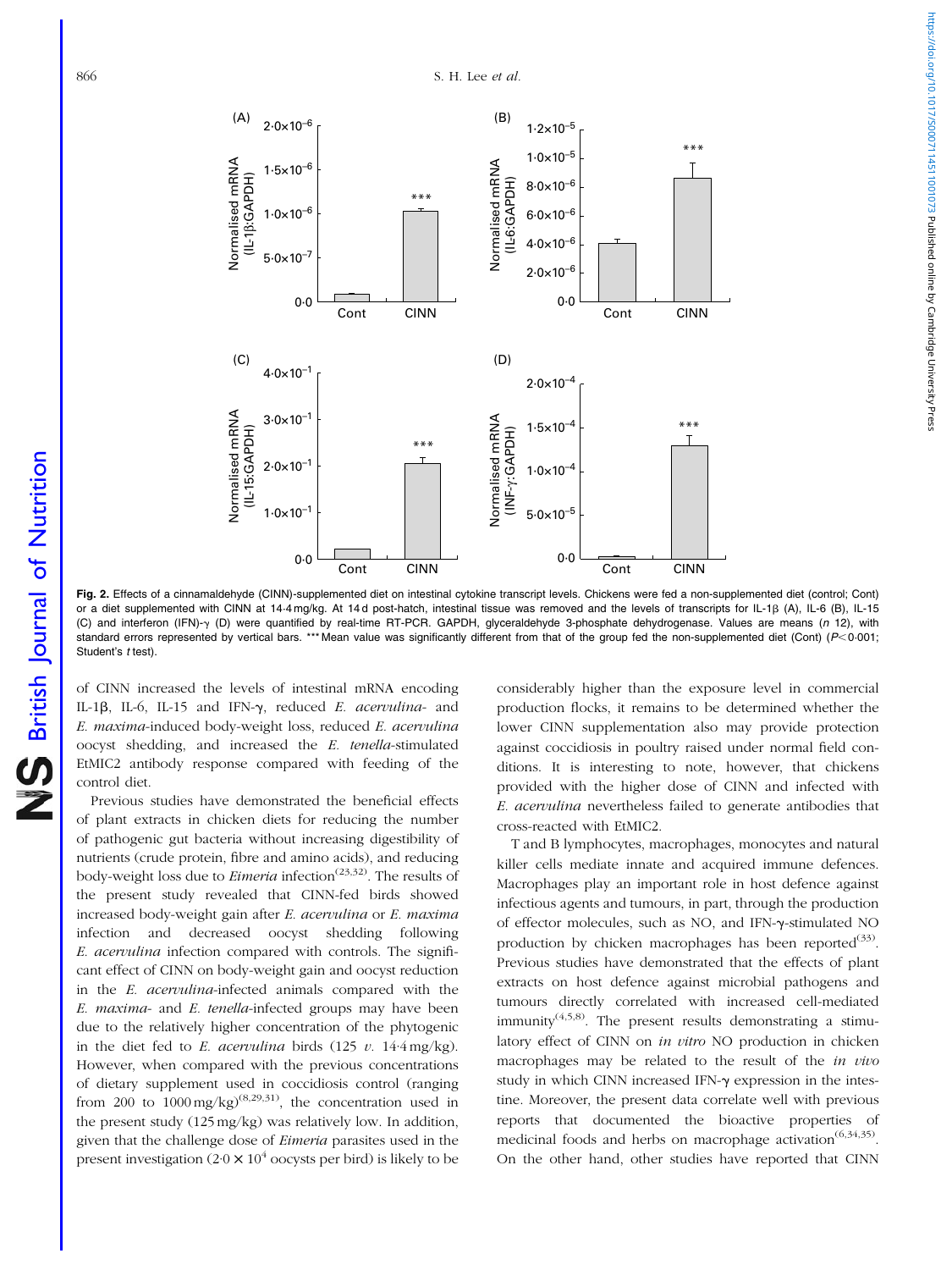Fig. 2. Effects of a cinnamaldehyde (CINN)-supplemented diet on intestinal cytokine transcript levels. Chickens were fed a non-supplemented diet (control; Cont) or a diet supplemented with CINN at 14·4 mg/kg. At 14 d post-hatch, intestinal tissue was removed and the levels of transcripts for IL-1β (A), IL-6 (B), IL-15 (C) and interferon (IFN)-γ (D) were quantified by real-time RT-PCR. GAPDH, glyceraldehyde 3-phosphate dehydrogenase. Values are means (*n* 12), with standard errors represented by vertical bars. *** Mean value was significantly different from that of the group fed the non-supplemented diet (Cont) ($P < 0·001$; Student's *t* test).

of CINN increased the levels of intestinal mRNA encoding IL-1β, IL-6, IL-15 and IFN-γ, reduced *E. acervulina*- and *E. maxima*-induced body-weight loss, reduced *E. acervulina* oocyst shedding, and increased the *E. tenella*-stimulated EtMIC2 antibody response compared with feeding of the control diet.

Previous studies have demonstrated the beneficial effects of plant extracts in chicken diets for reducing the number of pathogenic gut bacteria without increasing digestibility of nutrients (crude protein, fibre and amino acids), and reducing body-weight loss due to *Eimeria* infection[23,32]. The results of the present study revealed that CINN-fed birds showed increased body-weight gain after *E. acervulina* or *E. maxima* infection and decreased oocyst shedding following *E. acervulina* infection compared with controls. The significant effect of CINN on body-weight gain and oocyst reduction in the *E. acervulina*-infected animals compared with the *E. maxima*- and *E. tenella*-infected groups may have been due to the relatively higher concentration of the phytogenic in the diet fed to *E. acervulina* birds (125 *v.* 14·4 mg/kg). However, when compared with the previous concentrations of dietary supplement used in coccidiosis control (ranging from 200 to 1000 mg/kg)[8,29,31], the concentration used in the present study (125 mg/kg) was relatively low. In addition, given that the challenge dose of *Eimeria* parasites used in the present investigation ($2·0 \times 10^4$ oocysts per bird) is likely to be considerably higher than the exposure level in commercial production flocks, it remains to be determined whether the lower CINN supplementation also may provide protection against coccidiosis in poultry raised under normal field conditions. It is interesting to note, however, that chickens provided with the higher dose of CINN and infected with *E. acervulina* nevertheless failed to generate antibodies that cross-reacted with EtMIC2.

T and B lymphocytes, macrophages, monocytes and natural killer cells mediate innate and acquired immune defences. Macrophages play an important role in host defence against infectious agents and tumours, in part, through the production of effector molecules, such as NO, and IFN-γ-stimulated NO production by chicken macrophages has been reported[33]. Previous studies have demonstrated that the effects of plant extracts on host defence against microbial pathogens and tumours directly correlated with increased cell-mediated immunity[4,5,8]. The present results demonstrating a stimulatory effect of CINN on *in vitro* NO production in chicken macrophages may be related to the result of the *in vivo* study in which CINN increased IFN-γ expression in the intestine. Moreover, the present data correlate well with previous reports that documented the bioactive properties of medicinal foods and herbs on macrophage activation[6,34,35]. On the other hand, other studies have reported that CINN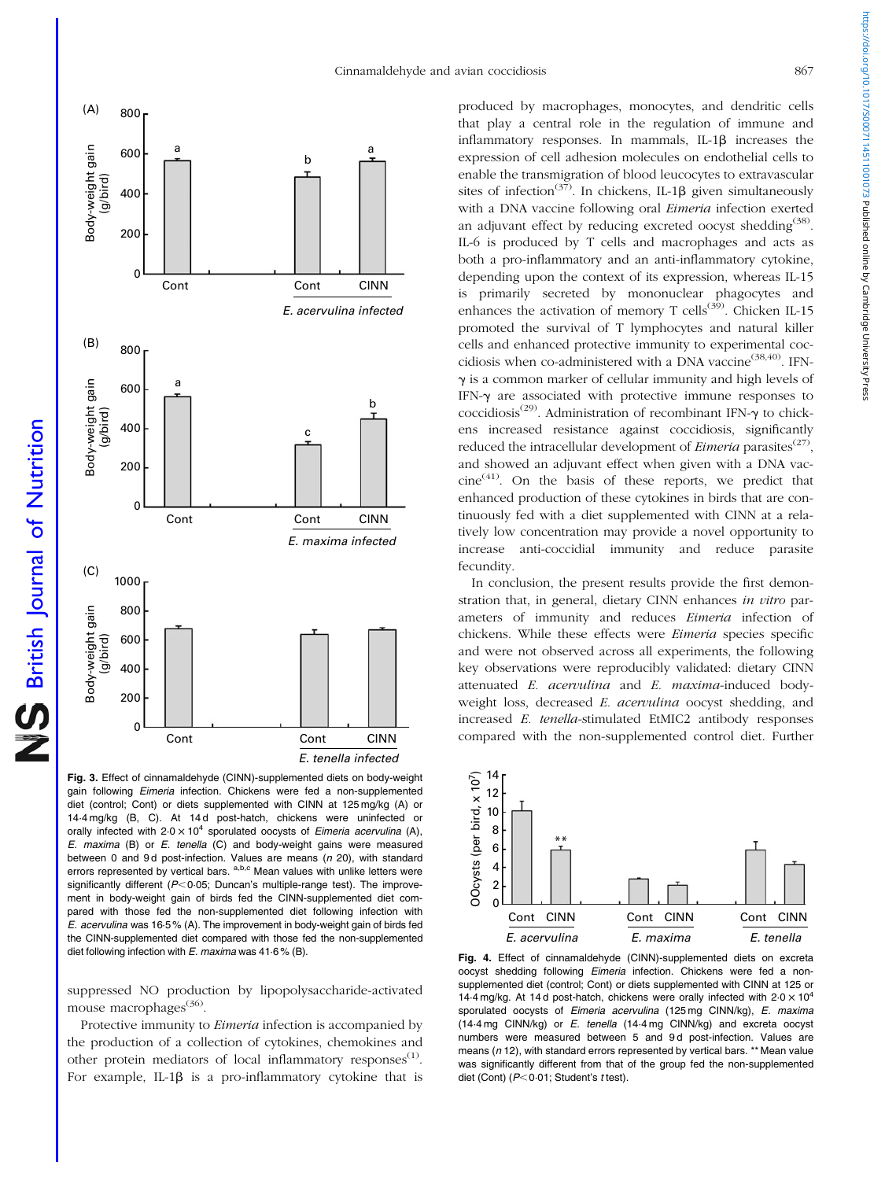Fig. 3. Effect of cinnamaldehyde (CINN)-supplemented diets on body-weight gain following *Eimeria* infection. Chickens were fed a non-supplemented diet (control; Cont) or diets supplemented with CINN at 125 mg/kg (A) or 14·4 mg/kg (B, C). At 14 d post-hatch, chickens were uninfected or orally infected with $2{\cdot}0 \times 10^4$ sporulated oocysts of *Eimeria acervulina* (A), *E. maxima* (B) or *E. tenella* (C) and body-weight gains were measured between 0 and 9 d post-infection. Values are means (*n* 20), with standard errors represented by vertical bars. a,b,c Mean values with unlike letters were significantly different ($P < 0{\cdot}05$; Duncan's multiple-range test). The improvement in body-weight gain of birds fed the CINN-supplemented diet compared with those fed the non-supplemented control diet following infection with *E. acervulina* was 16·5 % (A). The improvement in body-weight gain of birds fed the CINN-supplemented diet compared with those fed the non-supplemented diet following infection with *E. maxima* was 41·6 % (B).

suppressed NO production by lipopolysaccharide-activated mouse macrophages[36].

Protective immunity to *Eimeria* infection is accompanied by the production of a collection of cytokines, chemokines and other protein mediators of local inflammatory responses[1]. For example, IL-1β is a pro-inflammatory cytokine that is produced by macrophages, monocytes, and dendritic cells that play a central role in the regulation of immune and inflammatory responses. In mammals, IL-1β increases the expression of cell adhesion molecules on endothelial cells to enable the transmigration of blood leucocytes to extravascular sites of infection[37]. In chickens, IL-1β given simultaneously with a DNA vaccine following oral *Eimeria* infection exerted an adjuvant effect by reducing excreted oocyst shedding[38]. IL-6 is produced by T cells and macrophages and acts as both a pro-inflammatory and an anti-inflammatory cytokine, depending upon the context of its expression, whereas IL-15 is primarily secreted by mononuclear phagocytes and enhances the activation of memory T cells[39]. Chicken IL-15 promoted the survival of T lymphocytes and natural killer cells and enhanced protective immunity to experimental coccidiosis when co-administered with a DNA vaccine[38,40]. IFN-γ is a common marker of cellular immunity and high levels of IFN-γ are associated with protective immune responses to coccidiosis[29]. Administration of recombinant IFN-γ to chickens increased resistance against coccidiosis, significantly reduced the intracellular development of *Eimeria* parasites[27], and showed an adjuvant effect when given with a DNA vaccine[41]. On the basis of these reports, we predict that enhanced production of these cytokines in birds that are continuously fed with a diet supplemented with CINN at a relatively low concentration may provide a novel opportunity to increase anti-coccidial immunity and reduce parasite fecundity.

In conclusion, the present results provide the first demonstration that, in general, dietary CINN enhances *in vitro* parameters of immunity and reduces *Eimeria* infection of chickens. While these effects were *Eimeria* species specific and were not observed across all experiments, the following key observations were reproducibly validated: dietary CINN attenuated *E. acervulina* and *E. maxima*-induced body-weight loss, decreased *E. acervulina* oocyst shedding, and increased *E. tenella*-stimulated EtMIC2 antibody responses compared with the non-supplemented control diet. Further

Fig. 4. Effect of cinnamaldehyde (CINN)-supplemented diets on excreta oocyst shedding following *Eimeria* infection. Chickens were fed a non-supplemented diet (control; Cont) or diets supplemented with CINN at 125 or 14·4 mg/kg. At 14 d post-hatch, chickens were orally infected with $2{\cdot}0 \times 10^4$ sporulated oocysts of *Eimeria acervulina* (125 mg CINN/kg), *E. maxima* (14·4 mg CINN/kg) or *E. tenella* (14·4 mg CINN/kg) and excreta oocyst numbers were measured between 5 and 9 d post-infection. Values are means (*n* 12), with standard errors represented by vertical bars. ** Mean value was significantly different from that of the group fed the non-supplemented diet (Cont) ($P < 0{\cdot}01$; Student's *t* test).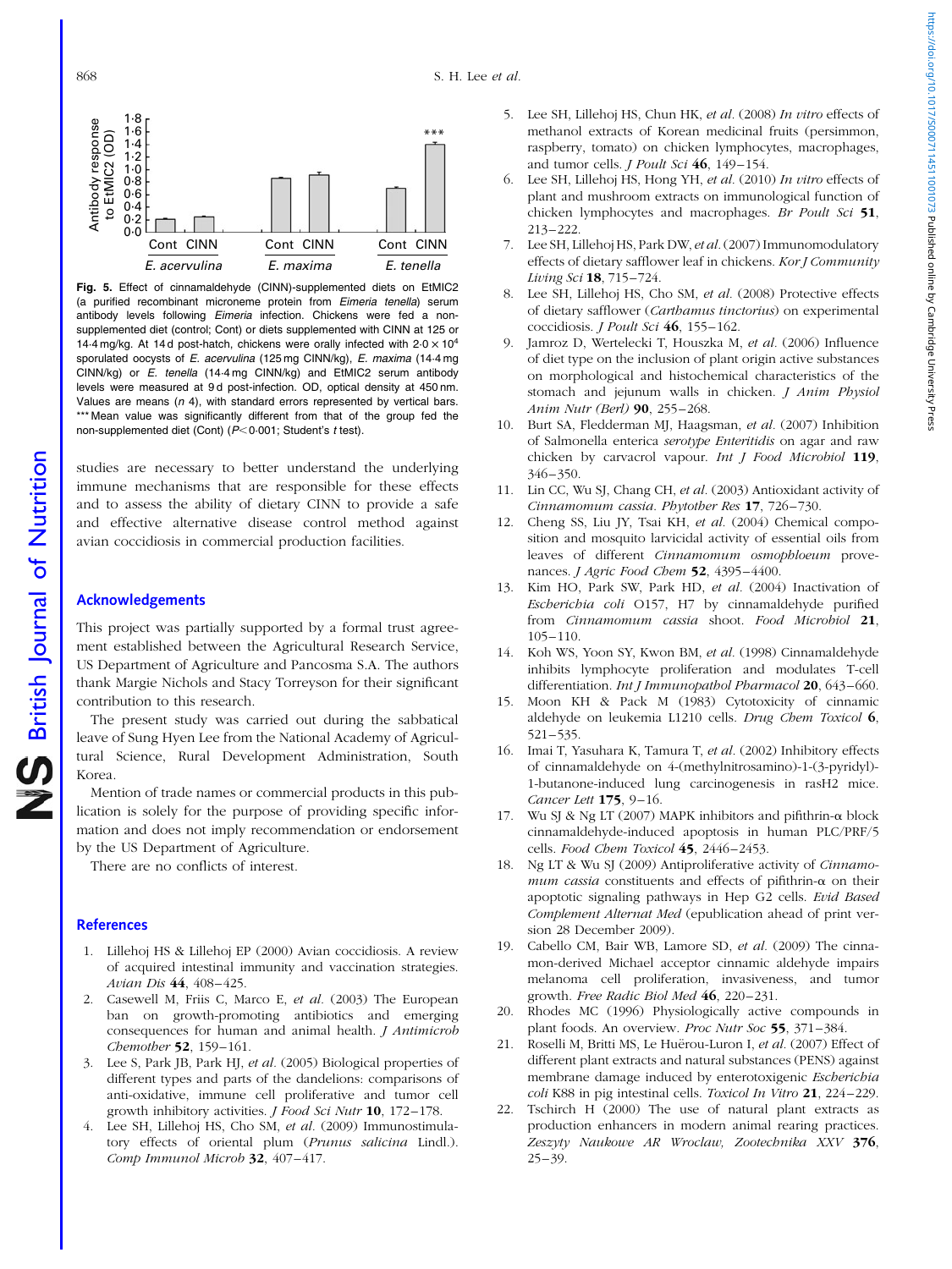**Fig. 5.** Effect of cinnamaldehyde (CINN)-supplemented diets on EtMIC2 (a purified recombinant microneme protein from *Eimeria tenella*) serum antibody levels following *Eimeria* infection. Chickens were fed a non-supplemented diet (control; Cont) or diets supplemented with CINN at 125 or 14·4 mg/kg. At 14 d post-hatch, chickens were orally infected with $2 \cdot 0 \times 10^4$ sporulated oocysts of *E. acervulina* (125 mg CINN/kg), *E. maxima* (14·4 mg CINN/kg) or *E. tenella* (14·4 mg CINN/kg) and EtMIC2 serum antibody levels were measured at 9 d post-infection. OD, optical density at 450 nm. Values are means (*n* 4), with standard errors represented by vertical bars. *** Mean value was significantly different from that of the group fed the non-supplemented diet (Cont) ($P < 0 \cdot 001$; Student's *t* test).

studies are necessary to better understand the underlying immune mechanisms that are responsible for these effects and to assess the ability of dietary CINN to provide a safe and effective alternative disease control method against avian coccidiosis in commercial production facilities.

## Acknowledgements

This project was partially supported by a formal trust agreement established between the Agricultural Research Service, US Department of Agriculture and Pancosma S.A. The authors thank Margie Nichols and Stacy Torreyson for their significant contribution to this research.

The present study was carried out during the sabbatical leave of Sung Hyen Lee from the National Academy of Agricultural Science, Rural Development Administration, South Korea.

Mention of trade names or commercial products in this publication is solely for the purpose of providing specific information and does not imply recommendation or endorsement by the US Department of Agriculture.

There are no conflicts of interest.

## References

1. Lillehoj HS & Lillehoj EP (2000) Avian coccidiosis. A review of acquired intestinal immunity and vaccination strategies. *Avian Dis* **44**, 408–425.
2. Casewell M, Friis C, Marco E, *et al.* (2003) The European ban on growth-promoting antibiotics and emerging consequences for human and animal health. *J Antimicrob Chemother* **52**, 159–161.
3. Lee S, Park JB, Park HJ, *et al.* (2005) Biological properties of different types and parts of the dandelions: comparisons of anti-oxidative, immune cell proliferative and tumor cell growth inhibitory activities. *J Food Sci Nutr* **10**, 172–178.
4. Lee SH, Lillehoj HS, Cho SM, *et al.* (2009) Immunostimulatory effects of oriental plum (*Prunus salicina* Lindl.). *Comp Immunol Microb* **32**, 407–417.
5. Lee SH, Lillehoj HS, Chun HK, *et al.* (2008) *In vitro* effects of methanol extracts of Korean medicinal fruits (persimmon, raspberry, tomato) on chicken lymphocytes, macrophages, and tumor cells. *J Poult Sci* **46**, 149–154.
6. Lee SH, Lillehoj HS, Hong YH, *et al.* (2010) *In vitro* effects of plant and mushroom extracts on immunological function of chicken lymphocytes and macrophages. *Br Poult Sci* **51**, 213–222.
7. Lee SH, Lillehoj HS, Park DW, *et al.* (2007) Immunomodulatory effects of dietary safflower leaf in chickens. *Kor J Community Living Sci* **18**, 715–724.
8. Lee SH, Lillehoj HS, Cho SM, *et al.* (2008) Protective effects of dietary safflower (*Carthamus tinctorius*) on experimental coccidiosis. *J Poult Sci* **46**, 155–162.
9. Jamroz D, Wertelecki T, Houszka M, *et al.* (2006) Influence of diet type on the inclusion of plant origin active substances on morphological and histochemical characteristics of the stomach and jejunum walls in chicken. *J Anim Physiol Anim Nutr (Berl)* **90**, 255–268.
10. Burt SA, Fledderman MJ, Haagsman, *et al.* (2007) Inhibition of Salmonella enterica *serotype Enteritidis* on agar and raw chicken by carvacrol vapour. *Int J Food Microbiol* **119**, 346–350.
11. Lin CC, Wu SJ, Chang CH, *et al.* (2003) Antioxidant activity of *Cinnamomum cassia*. *Phytother Res* **17**, 726–730.
12. Cheng SS, Liu JY, Tsai KH, *et al.* (2004) Chemical composition and mosquito larvicidal activity of essential oils from leaves of different *Cinnamomum osmophloeum* provenances. *J Agric Food Chem* **52**, 4395–4400.
13. Kim HO, Park SW, Park HD, *et al.* (2004) Inactivation of *Escherichia coli* O157, H7 by cinnamaldehyde purified from *Cinnamomum cassia* shoot. *Food Microbiol* **21**, 105–110.
14. Koh WS, Yoon SY, Kwon BM, *et al.* (1998) Cinnamaldehyde inhibits lymphocyte proliferation and modulates T-cell differentiation. *Int J Immunopathol Pharmacol* **20**, 643–660.
15. Moon KH & Pack M (1983) Cytotoxicity of cinnamic aldehyde on leukemia L1210 cells. *Drug Chem Toxicol* **6**, 521–535.
16. Imai T, Yasuhara K, Tamura T, *et al.* (2002) Inhibitory effects of cinnamaldehyde on 4-(methylnitrosamino)-1-(3-pyridyl)-1-butanone-induced lung carcinogenesis in rasH2 mice. *Cancer Lett* **175**, 9–16.
17. Wu SJ & Ng LT (2007) MAPK inhibitors and pifithrin-α block cinnamaldehyde-induced apoptosis in human PLC/PRF/5 cells. *Food Chem Toxicol* **45**, 2446–2453.
18. Ng LT & Wu SJ (2009) Antiproliferative activity of *Cinnamomum cassia* constituents and effects of pifithrin-α on their apoptotic signaling pathways in Hep G2 cells. *Evid Based Complement Alternat Med* (epublication ahead of print version 28 December 2009).
19. Cabello CM, Bair WB, Lamore SD, *et al.* (2009) The cinnamon-derived Michael acceptor cinnamic aldehyde impairs melanoma cell proliferation, invasiveness, and tumor growth. *Free Radic Biol Med* **46**, 220–231.
20. Rhodes MC (1996) Physiologically active compounds in plant foods. An overview. *Proc Nutr Soc* **55**, 371–384.
21. Roselli M, Britti MS, Le Huërou-Luron I, *et al.* (2007) Effect of different plant extracts and natural substances (PENS) against membrane damage induced by enterotoxigenic *Escherichia coli* K88 in pig intestinal cells. *Toxicol In Vitro* **21**, 224–229.
22. Tschirch H (2000) The use of natural plant extracts as production enhancers in modern animal rearing practices. *Zeszyty Naukowe AR Wroclaw, Zootechnika XXV* **376**, 25–39.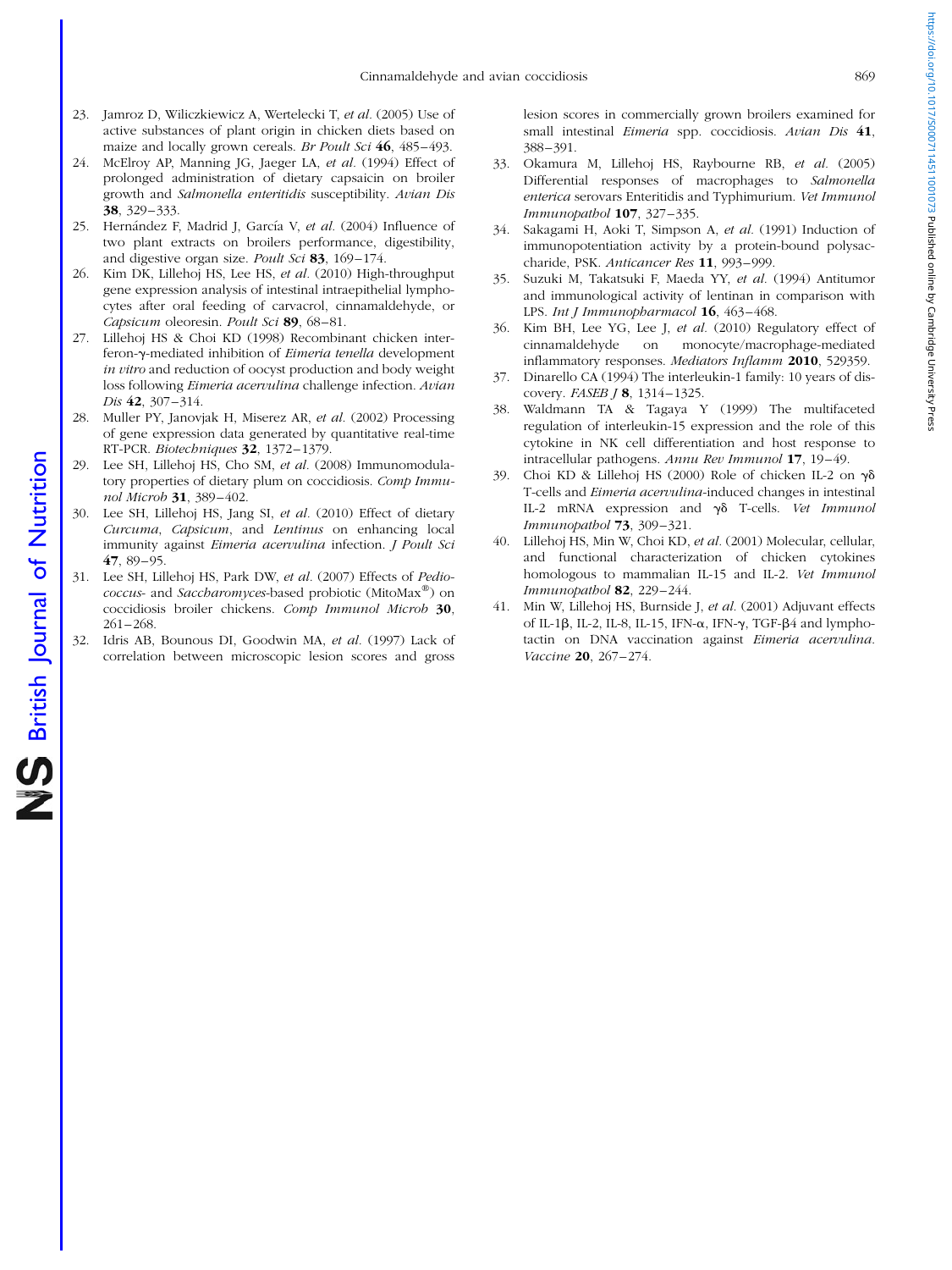23. Jamroz D, Wiliczkiewicz A, Wertelecki T, *et al.* (2005) Use of active substances of plant origin in chicken diets based on maize and locally grown cereals. *Br Poult Sci* **46**, 485–493.
24. McElroy AP, Manning JG, Jaeger LA, *et al.* (1994) Effect of prolonged administration of dietary capsaicin on broiler growth and *Salmonella enteritidis* susceptibility. *Avian Dis* **38**, 329–333.
25. Hernández F, Madrid J, García V, *et al.* (2004) Influence of two plant extracts on broilers performance, digestibility, and digestive organ size. *Poult Sci* **83**, 169–174.
26. Kim DK, Lillehoj HS, Lee HS, *et al.* (2010) High-throughput gene expression analysis of intestinal intraepithelial lymphocytes after oral feeding of carvacrol, cinnamaldehyde, or *Capsicum* oleoresin. *Poult Sci* **89**, 68–81.
27. Lillehoj HS & Choi KD (1998) Recombinant chicken interferon-γ-mediated inhibition of *Eimeria tenella* development *in vitro* and reduction of oocyst production and body weight loss following *Eimeria acervulina* challenge infection. *Avian Dis* **42**, 307–314.
28. Muller PY, Janovjak H, Miserez AR, *et al.* (2002) Processing of gene expression data generated by quantitative real-time RT-PCR. *Biotechniques* **32**, 1372–1379.
29. Lee SH, Lillehoj HS, Cho SM, *et al.* (2008) Immunomodulatory properties of dietary plum on coccidiosis. *Comp Immunol Microb* **31**, 389–402.
30. Lee SH, Lillehoj HS, Jang SI, *et al.* (2010) Effect of dietary *Curcuma*, *Capsicum*, and *Lentinus* on enhancing local immunity against *Eimeria acervulina* infection. *J Poult Sci* **47**, 89–95.
31. Lee SH, Lillehoj HS, Park DW, *et al.* (2007) Effects of *Pediococcus*- and *Saccharomyces*-based probiotic (MitoMax®) on coccidiosis broiler chickens. *Comp Immunol Microb* **30**, 261–268.
32. Idris AB, Bounous DI, Goodwin MA, *et al.* (1997) Lack of correlation between microscopic lesion scores and gross lesion scores in commercially grown broilers examined for small intestinal *Eimeria* spp. coccidiosis. *Avian Dis* **41**, 388–391.
33. Okamura M, Lillehoj HS, Raybourne RB, *et al.* (2005) Differential responses of macrophages to *Salmonella enterica* serovars Enteritidis and Typhimurium. *Vet Immunol Immunopathol* **107**, 327–335.
34. Sakagami H, Aoki T, Simpson A, *et al.* (1991) Induction of immunopotentiation activity by a protein-bound polysaccharide, PSK. *Anticancer Res* **11**, 993–999.
35. Suzuki M, Takatsuki F, Maeda YY, *et al.* (1994) Antitumor and immunological activity of lentinan in comparison with LPS. *Int J Immunopharmacol* **16**, 463–468.
36. Kim BH, Lee YG, Lee J, *et al.* (2010) Regulatory effect of cinnamaldehyde on monocyte/macrophage-mediated inflammatory responses. *Mediators Inflamm* **2010**, 529359.
37. Dinarello CA (1994) The interleukin-1 family: 10 years of discovery. *FASEB J* **8**, 1314–1325.
38. Waldmann TA & Tagaya Y (1999) The multifaceted regulation of interleukin-15 expression and the role of this cytokine in NK cell differentiation and host response to intracellular pathogens. *Annu Rev Immunol* **17**, 19–49.
39. Choi KD & Lillehoj HS (2000) Role of chicken IL-2 on γδ T-cells and *Eimeria acervulina*-induced changes in intestinal IL-2 mRNA expression and γδ T-cells. *Vet Immunol Immunopathol* **73**, 309–321.
40. Lillehoj HS, Min W, Choi KD, *et al.* (2001) Molecular, cellular, and functional characterization of chicken cytokines homologous to mammalian IL-15 and IL-2. *Vet Immunol Immunopathol* **82**, 229–244.
41. Min W, Lillehoj HS, Burnside J, *et al.* (2001) Adjuvant effects of IL-1β, IL-2, IL-8, IL-15, IFN-α, IFN-γ, TGF-β4 and lymphotactin on DNA vaccination against *Eimeria acervulina*. *Vaccine* **20**, 267–274.